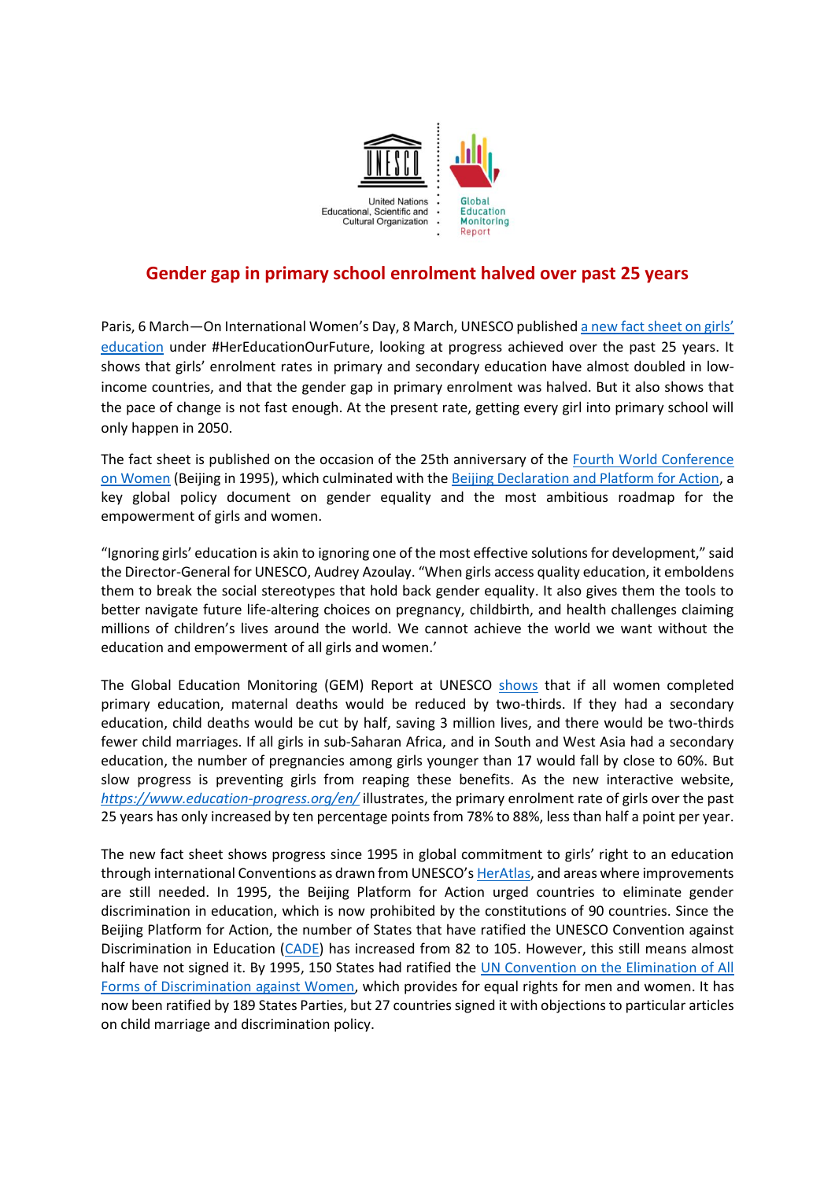United Nations Educational, Scientific and Cultural Organization

Global Education Monitoring Report

# Gender gap in primary school enrolment halved over past 25 years

Paris, 6 March—On International Women's Day, 8 March, UNESCO published a new fact sheet on girls' education under #HerEducationOurFuture, looking at progress achieved over the past 25 years. It shows that girls' enrolment rates in primary and secondary education have almost doubled in low-income countries, and that the gender gap in primary enrolment was halved. But it also shows that the pace of change is not fast enough. At the present rate, getting every girl into primary school will only happen in 2050.

The fact sheet is published on the occasion of the 25th anniversary of the Fourth World Conference on Women (Beijing in 1995), which culminated with the Beijing Declaration and Platform for Action, a key global policy document on gender equality and the most ambitious roadmap for the empowerment of girls and women.

"Ignoring girls' education is akin to ignoring one of the most effective solutions for development," said the Director-General for UNESCO, Audrey Azoulay. "When girls access quality education, it emboldens them to break the social stereotypes that hold back gender equality. It also gives them the tools to better navigate future life-altering choices on pregnancy, childbirth, and health challenges claiming millions of children's lives around the world. We cannot achieve the world we want without the education and empowerment of all girls and women.'

The Global Education Monitoring (GEM) Report at UNESCO shows that if all women completed primary education, maternal deaths would be reduced by two-thirds. If they had a secondary education, child deaths would be cut by half, saving 3 million lives, and there would be two-thirds fewer child marriages. If all girls in sub-Saharan Africa, and in South and West Asia had a secondary education, the number of pregnancies among girls younger than 17 would fall by close to 60%. But slow progress is preventing girls from reaping these benefits. As the new interactive website, *https://www.education-progress.org/en/* illustrates, the primary enrolment rate of girls over the past 25 years has only increased by ten percentage points from 78% to 88%, less than half a point per year.

The new fact sheet shows progress since 1995 in global commitment to girls' right to an education through international Conventions as drawn from UNESCO's HerAtlas, and areas where improvements are still needed. In 1995, the Beijing Platform for Action urged countries to eliminate gender discrimination in education, which is now prohibited by the constitutions of 90 countries. Since the Beijing Platform for Action, the number of States that have ratified the UNESCO Convention against Discrimination in Education (CADE) has increased from 82 to 105. However, this still means almost half have not signed it. By 1995, 150 States had ratified the UN Convention on the Elimination of All Forms of Discrimination against Women, which provides for equal rights for men and women. It has now been ratified by 189 States Parties, but 27 countries signed it with objections to particular articles on child marriage and discrimination policy.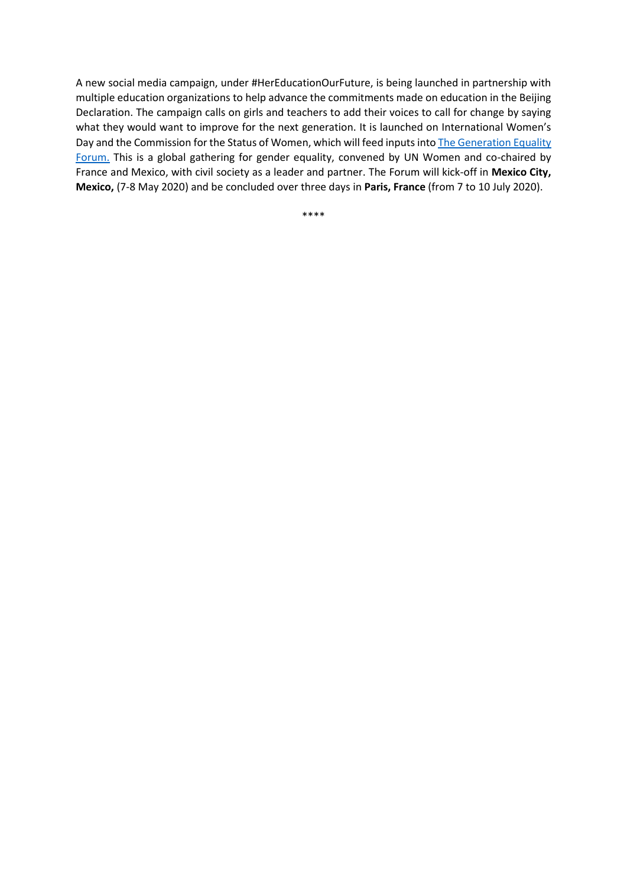A new social media campaign, under #HerEducationOurFuture, is being launched in partnership with multiple education organizations to help advance the commitments made on education in the Beijing Declaration. The campaign calls on girls and teachers to add their voices to call for change by saying what they would want to improve for the next generation. It is launched on International Women's Day and the Commission for the Status of Women, which will feed inputs into [The Generation Equality Forum.]() This is a global gathering for gender equality, convened by UN Women and co-chaired by France and Mexico, with civil society as a leader and partner. The Forum will kick-off in **Mexico City, Mexico,** (7-8 May 2020) and be concluded over three days in **Paris, France** (from 7 to 10 July 2020).

****